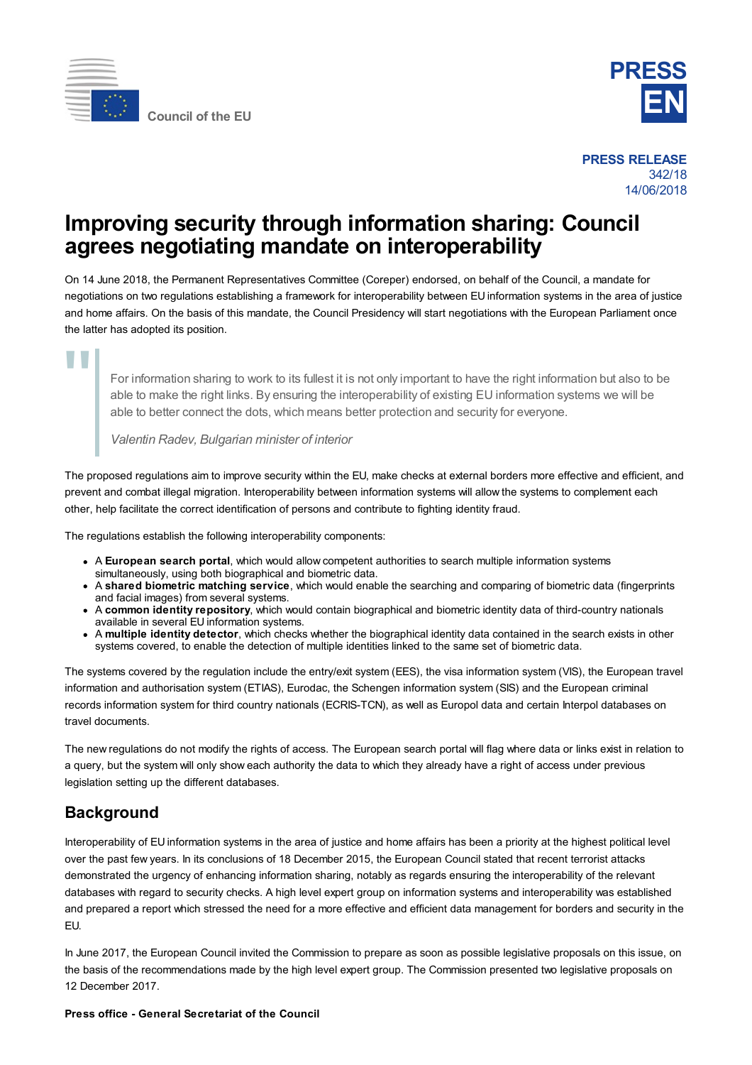Council of the EU

**PRESS EN**

**PRESS RELEASE**
342/18
14/06/2018

# Improving security through information sharing: Council agrees negotiating mandate on interoperability

On 14 June 2018, the Permanent Representatives Committee (Coreper) endorsed, on behalf of the Council, a mandate for negotiations on two regulations establishing a framework for interoperability between EU information systems in the area of justice and home affairs. On the basis of this mandate, the Council Presidency will start negotiations with the European Parliament once the latter has adopted its position.

> For information sharing to work to its fullest it is not only important to have the right information but also to be able to make the right links. By ensuring the interoperability of existing EU information systems we will be able to better connect the dots, which means better protection and security for everyone.
>
> *Valentin Radev, Bulgarian minister of interior*

The proposed regulations aim to improve security within the EU, make checks at external borders more effective and efficient, and prevent and combat illegal migration. Interoperability between information systems will allow the systems to complement each other, help facilitate the correct identification of persons and contribute to fighting identity fraud.

The regulations establish the following interoperability components:

- A **European search portal**, which would allow competent authorities to search multiple information systems simultaneously, using both biographical and biometric data.
- A **shared biometric matching service**, which would enable the searching and comparing of biometric data (fingerprints and facial images) from several systems.
- A **common identity repository**, which would contain biographical and biometric identity data of third-country nationals available in several EU information systems.
- A **multiple identity detector**, which checks whether the biographical identity data contained in the search exists in other systems covered, to enable the detection of multiple identities linked to the same set of biometric data.

The systems covered by the regulation include the entry/exit system (EES), the visa information system (VIS), the European travel information and authorisation system (ETIAS), Eurodac, the Schengen information system (SIS) and the European criminal records information system for third country nationals (ECRIS-TCN), as well as Europol data and certain Interpol databases on travel documents.

The new regulations do not modify the rights of access. The European search portal will flag where data or links exist in relation to a query, but the system will only show each authority the data to which they already have a right of access under previous legislation setting up the different databases.

## Background

Interoperability of EU information systems in the area of justice and home affairs has been a priority at the highest political level over the past few years. In its conclusions of 18 December 2015, the European Council stated that recent terrorist attacks demonstrated the urgency of enhancing information sharing, notably as regards ensuring the interoperability of the relevant databases with regard to security checks. A high level expert group on information systems and interoperability was established and prepared a report which stressed the need for a more effective and efficient data management for borders and security in the EU.

In June 2017, the European Council invited the Commission to prepare as soon as possible legislative proposals on this issue, on the basis of the recommendations made by the high level expert group. The Commission presented two legislative proposals on 12 December 2017.

**Press office - General Secretariat of the Council**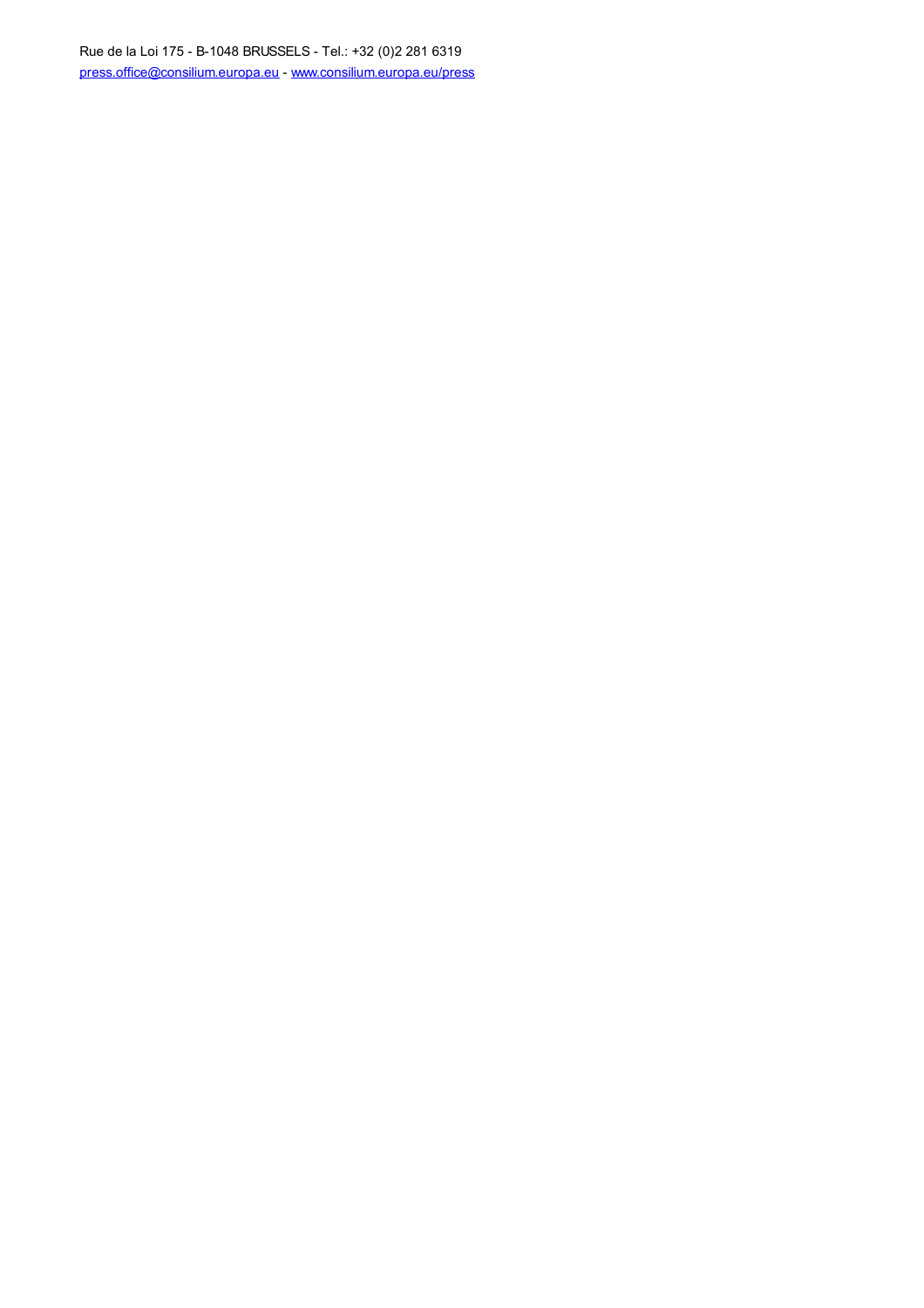Rue de la Loi 175 - B-1048 BRUSSELS - Tel.: +32 (0)2 281 6319
press.office@consilium.europa.eu - www.consilium.europa.eu/press